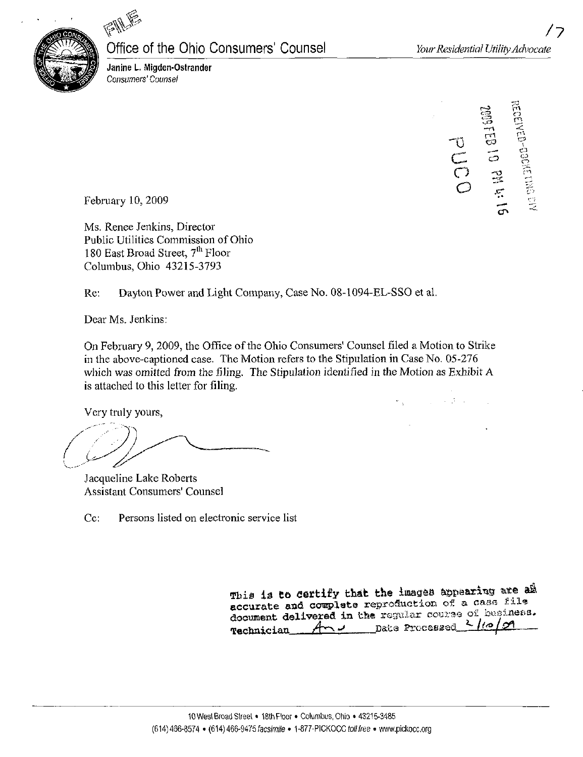FILE

# Office of the Ohio Consumers' Counsel

*Your Residential Utility Advocate*

**Janine L. Migden-Ostrander**
*Consumers' Counsel*

RECEIVED-DOCKETING DIV
2009 FEB 10 PM 4:16
PUCO

February 10, 2009

Ms. Renee Jenkins, Director
Public Utilities Commission of Ohio
180 East Broad Street, 7th Floor
Columbus, Ohio 43215-3793

Re: Dayton Power and Light Company, Case No. 08-1094-EL-SSO et al.

Dear Ms. Jenkins:

On February 9, 2009, the Office of the Ohio Consumers' Counsel filed a Motion to Strike in the above-captioned case. The Motion refers to the Stipulation in Case No. 05-276 which was omitted from the filing. The Stipulation identified in the Motion as Exhibit A is attached to this letter for filing.

Very truly yours,

Jacqueline Lake Roberts
Assistant Consumers' Counsel

Cc: Persons listed on electronic service list

This is to certify that the images appearing are an accurate and complete reproduction of a case file document delivered in the regular course of business.
Technician ______ Date Processed 2/10/09

10 West Broad Street • 18th Floor • Columbus, Ohio • 43215-3485
(614) 466-8574 • (614) 466-9475 *facsimile* • 1-877-PICKOCC *toll free* • www.pickocc.org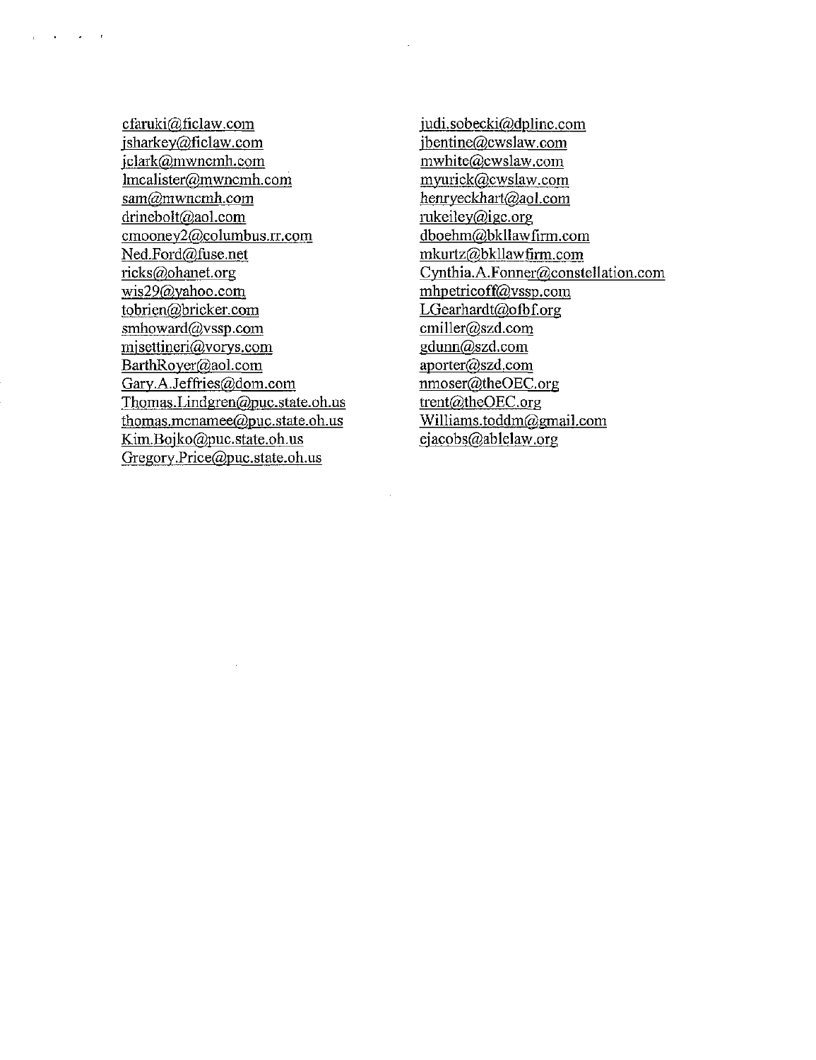cfaruki@ficlaw.com
jsharkey@ficlaw.com
jclark@mwncmh.com
lmcalister@mwncmh.com
sam@mwncmh.com
drinebolt@aol.com
cmooney2@columbus.rr.com
Ned.Ford@fuse.net
ricks@ohanet.org
wis29@yahoo.com
tobrien@bricker.com
smhoward@vssp.com
mjsettineri@vorys.com
BarthRoyer@aol.com
Gary.A.Jeffries@dom.com
Thomas.Lindgren@puc.state.oh.us
thomas.mcnamee@puc.state.oh.us
Kim.Bojko@puc.state.oh.us
Gregory.Price@puc.state.oh.us

judi.sobecki@dplinc.com
jbentine@cwslaw.com
mwhite@cwslaw.com
myurick@cwslaw.com
henryeckhart@aol.com
rukeiley@igc.org
dboehm@bkllawfirm.com
mkurtz@bkllawfirm.com
Cynthia.A.Fonner@constellation.com
mhpetricoff@vssp.com
LGearhardt@ofbf.org
cmiller@szd.com
gdunn@szd.com
aporter@szd.com
nmoser@theOEC.org
trent@theOEC.org
Williams.toddm@gmail.com
ejacobs@ablelaw.org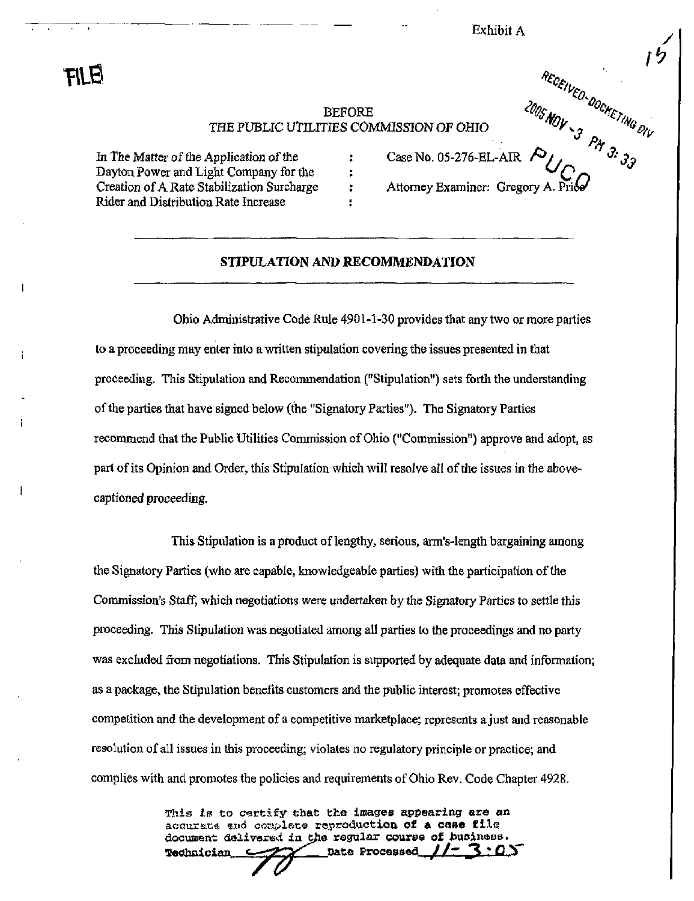Exhibit A

FILE

RECEIVED-DOCKETING DIV
2005 NOV -3 PM 3:33
PUCO

BEFORE
THE PUBLIC UTILITIES COMMISSION OF OHIO

| | | |
|---|---|---|
| In The Matter of the Application of the Dayton Power and Light Company for the Creation of A Rate Stabilization Surcharge Rider and Distribution Rate Increase | : | Case No. 05-276-EL-AIR<br>Attorney Examiner: Gregory A. Price |

## STIPULATION AND RECOMMENDATION

Ohio Administrative Code Rule 4901-1-30 provides that any two or more parties to a proceeding may enter into a written stipulation covering the issues presented in that proceeding. This Stipulation and Recommendation ("Stipulation") sets forth the understanding of the parties that have signed below (the "Signatory Parties"). The Signatory Parties recommend that the Public Utilities Commission of Ohio ("Commission") approve and adopt, as part of its Opinion and Order, this Stipulation which will resolve all of the issues in the above-captioned proceeding.

This Stipulation is a product of lengthy, serious, arm's-length bargaining among the Signatory Parties (who are capable, knowledgeable parties) with the participation of the Commission's Staff, which negotiations were undertaken by the Signatory Parties to settle this proceeding. This Stipulation was negotiated among all parties to the proceedings and no party was excluded from negotiations. This Stipulation is supported by adequate data and information; as a package, the Stipulation benefits customers and the public interest; promotes effective competition and the development of a competitive marketplace; represents a just and reasonable resolution of all issues in this proceeding; violates no regulatory principle or practice; and complies with and promotes the policies and requirements of Ohio Rev. Code Chapter 4928.

This is to certify that the images appearing are an accurate and complete reproduction of a case file document delivered in the regular course of business.
Technician ____ Date Processed 11-3-05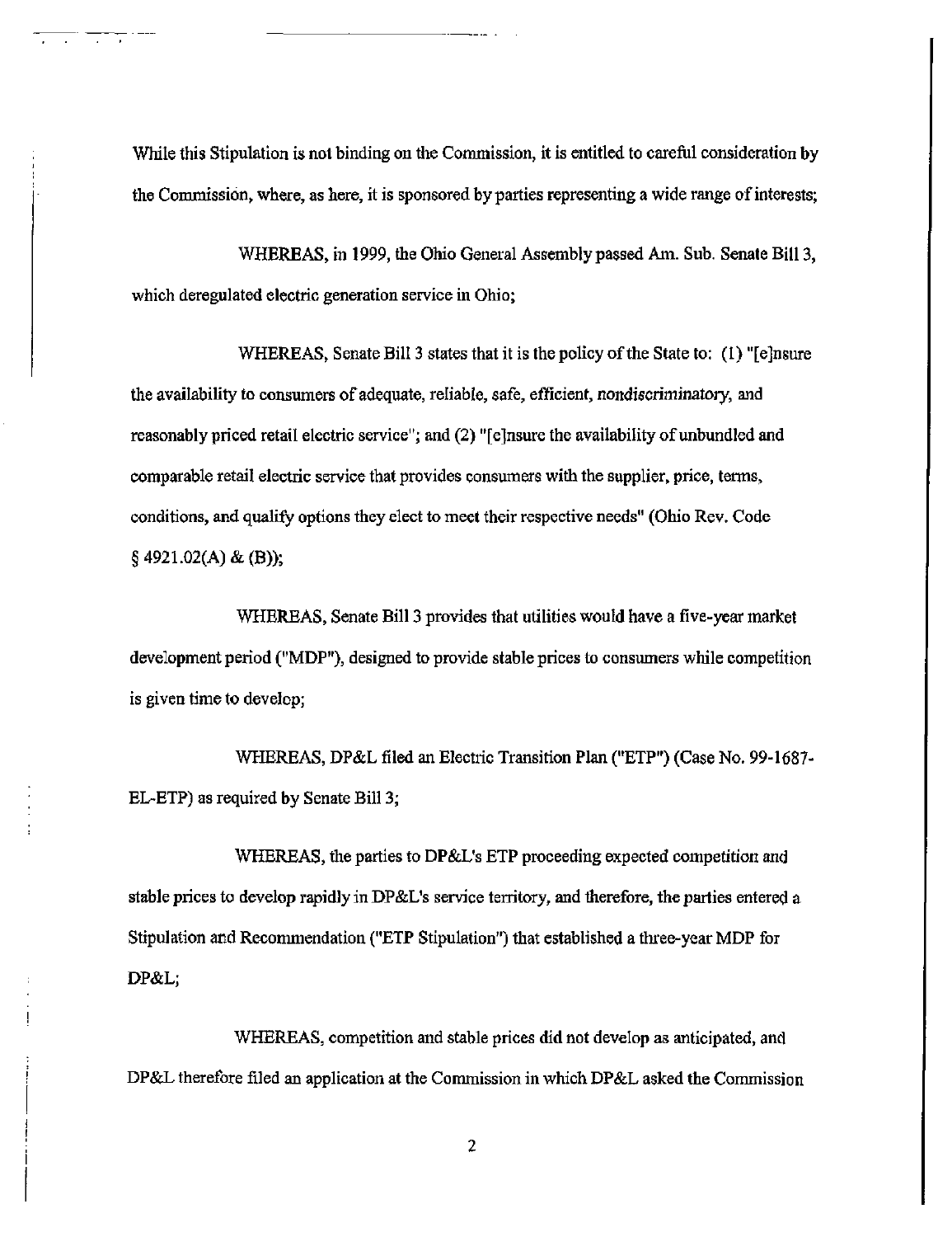While this Stipulation is not binding on the Commission, it is entitled to careful consideration by the Commission, where, as here, it is sponsored by parties representing a wide range of interests;

WHEREAS, in 1999, the Ohio General Assembly passed Am. Sub. Senate Bill 3, which deregulated electric generation service in Ohio;

WHEREAS, Senate Bill 3 states that it is the policy of the State to: (1) "[e]nsure the availability to consumers of adequate, reliable, safe, efficient, nondiscriminatory, and reasonably priced retail electric service"; and (2) "[e]nsure the availability of unbundled and comparable retail electric service that provides consumers with the supplier, price, terms, conditions, and qualify options they elect to meet their respective needs" (Ohio Rev. Code § 4921.02(A) & (B));

WHEREAS, Senate Bill 3 provides that utilities would have a five-year market development period ("MDP"), designed to provide stable prices to consumers while competition is given time to develop;

WHEREAS, DP&L filed an Electric Transition Plan ("ETP") (Case No. 99-1687-EL-ETP) as required by Senate Bill 3;

WHEREAS, the parties to DP&L's ETP proceeding expected competition and stable prices to develop rapidly in DP&L's service territory, and therefore, the parties entered a Stipulation and Recommendation ("ETP Stipulation") that established a three-year MDP for DP&L;

WHEREAS, competition and stable prices did not develop as anticipated, and DP&L therefore filed an application at the Commission in which DP&L asked the Commission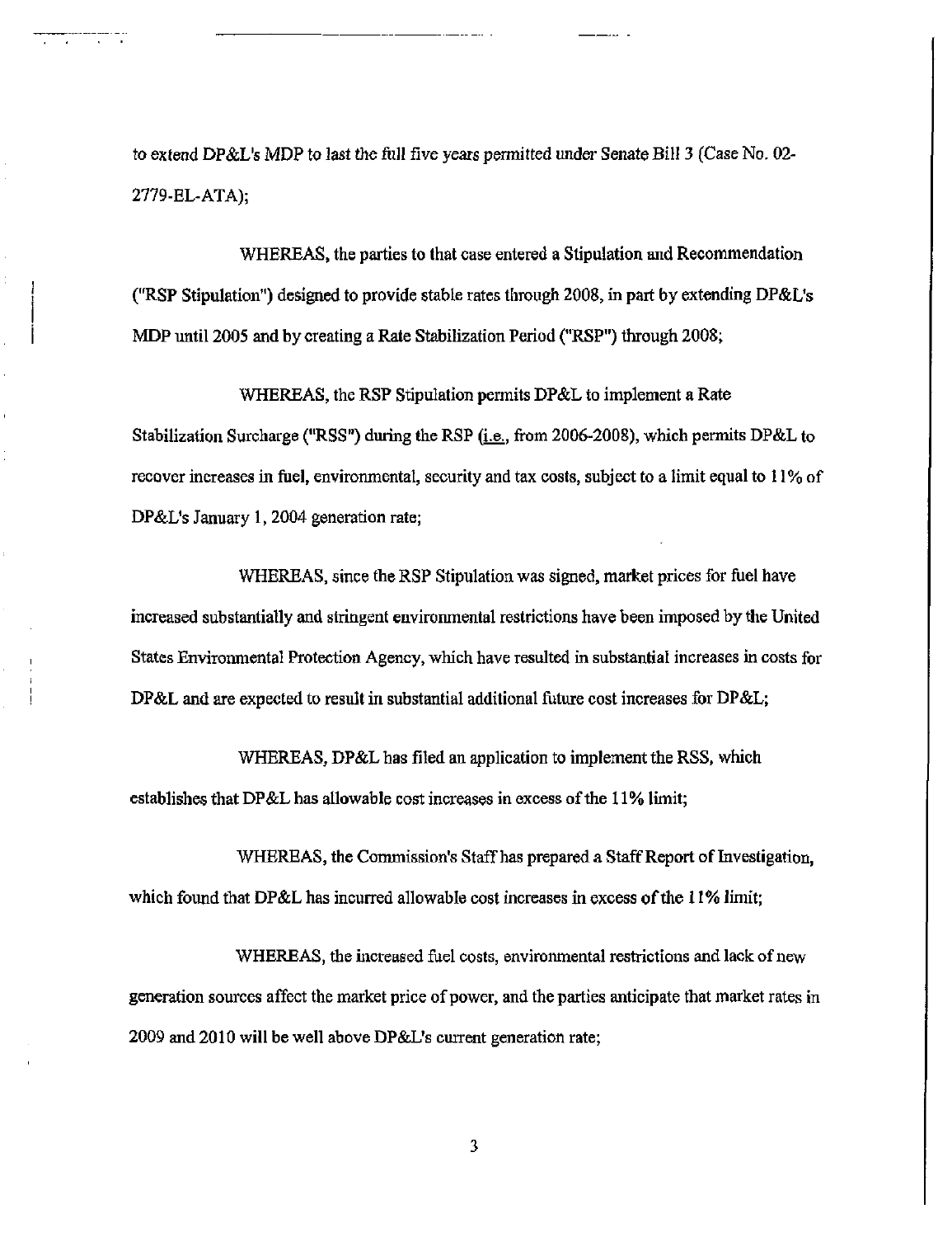to extend DP&L's MDP to last the full five years permitted under Senate Bill 3 (Case No. 02-2779-EL-ATA);

WHEREAS, the parties to that case entered a Stipulation and Recommendation ("RSP Stipulation") designed to provide stable rates through 2008, in part by extending DP&L's MDP until 2005 and by creating a Rate Stabilization Period ("RSP") through 2008;

WHEREAS, the RSP Stipulation permits DP&L to implement a Rate Stabilization Surcharge ("RSS") during the RSP (i.e., from 2006-2008), which permits DP&L to recover increases in fuel, environmental, security and tax costs, subject to a limit equal to 11% of DP&L's January 1, 2004 generation rate;

WHEREAS, since the RSP Stipulation was signed, market prices for fuel have increased substantially and stringent environmental restrictions have been imposed by the United States Environmental Protection Agency, which have resulted in substantial increases in costs for DP&L and are expected to result in substantial additional future cost increases for DP&L;

WHEREAS, DP&L has filed an application to implement the RSS, which establishes that DP&L has allowable cost increases in excess of the 11% limit;

WHEREAS, the Commission's Staff has prepared a Staff Report of Investigation, which found that DP&L has incurred allowable cost increases in excess of the 11% limit;

WHEREAS, the increased fuel costs, environmental restrictions and lack of new generation sources affect the market price of power, and the parties anticipate that market rates in 2009 and 2010 will be well above DP&L's current generation rate;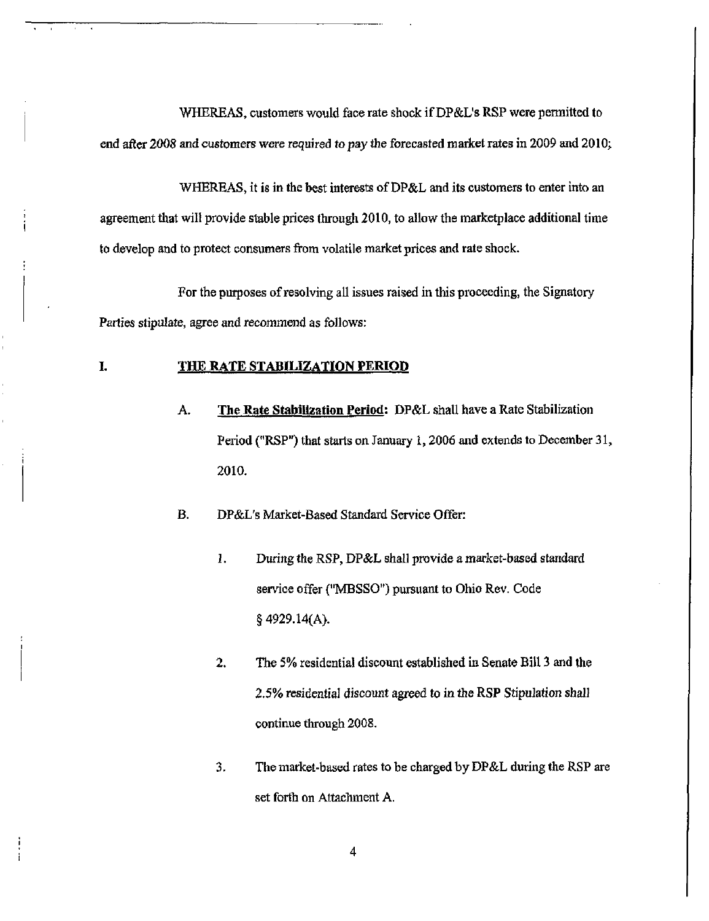WHEREAS, customers would face rate shock if DP&L's RSP were permitted to end after 2008 and customers were required to pay the forecasted market rates in 2009 and 2010;

WHEREAS, it is in the best interests of DP&L and its customers to enter into an agreement that will provide stable prices through 2010, to allow the marketplace additional time to develop and to protect consumers from volatile market prices and rate shock.

For the purposes of resolving all issues raised in this proceeding, the Signatory Parties stipulate, agree and recommend as follows:

## I. THE RATE STABILIZATION PERIOD

A. **The Rate Stabilization Period:** DP&L shall have a Rate Stabilization Period ("RSP") that starts on January 1, 2006 and extends to December 31, 2010.

B. DP&L's Market-Based Standard Service Offer:

1. During the RSP, DP&L shall provide a market-based standard service offer ("MBSSO") pursuant to Ohio Rev. Code § 4929.14(A).

2. The 5% residential discount established in Senate Bill 3 and the 2.5% residential discount agreed to in the RSP Stipulation shall continue through 2008.

3. The market-based rates to be charged by DP&L during the RSP are set forth on Attachment A.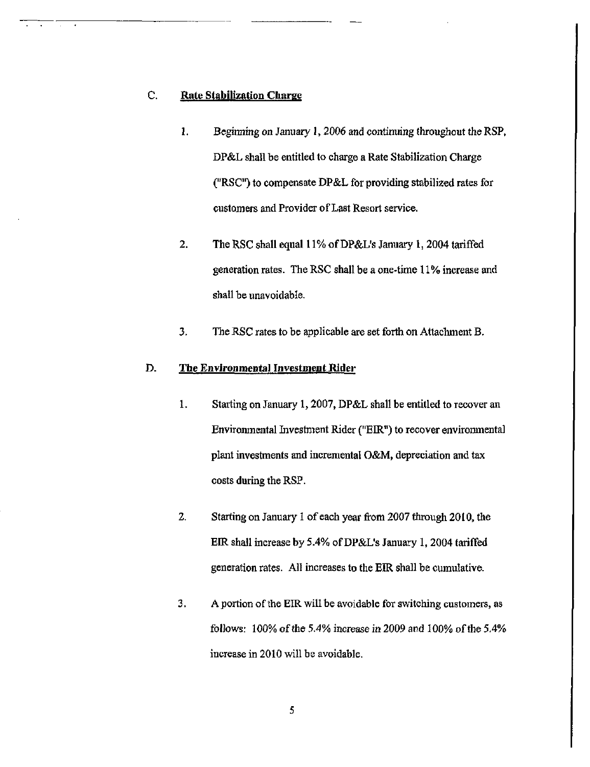### C. Rate Stabilization Charge

1. Beginning on January 1, 2006 and continuing throughout the RSP, DP&L shall be entitled to charge a Rate Stabilization Charge ("RSC") to compensate DP&L for providing stabilized rates for customers and Provider of Last Resort service.

2. The RSC shall equal 11% of DP&L's January 1, 2004 tariffed generation rates. The RSC shall be a one-time 11% increase and shall be unavoidable.

3. The RSC rates to be applicable are set forth on Attachment B.

### D. The Environmental Investment Rider

1. Starting on January 1, 2007, DP&L shall be entitled to recover an Environmental Investment Rider ("EIR") to recover environmental plant investments and incremental O&M, depreciation and tax costs during the RSP.

2. Starting on January 1 of each year from 2007 through 2010, the EIR shall increase by 5.4% of DP&L's January 1, 2004 tariffed generation rates. All increases to the EIR shall be cumulative.

3. A portion of the EIR will be avoidable for switching customers, as follows: 100% of the 5.4% increase in 2009 and 100% of the 5.4% increase in 2010 will be avoidable.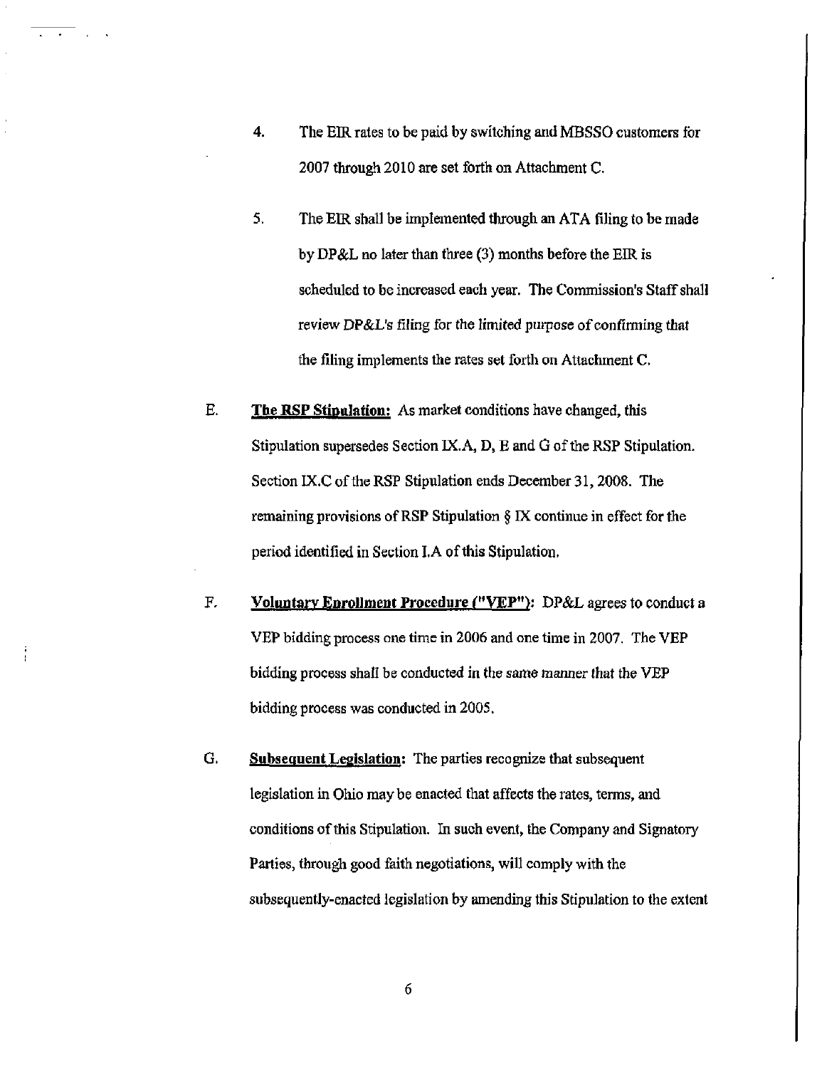4. The EIR rates to be paid by switching and MBSSO customers for 2007 through 2010 are set forth on Attachment C.

5. The EIR shall be implemented through an ATA filing to be made by DP&L no later than three (3) months before the EIR is scheduled to be increased each year. The Commission's Staff shall review DP&L's filing for the limited purpose of confirming that the filing implements the rates set forth on Attachment C.

E. **The RSP Stipulation:** As market conditions have changed, this Stipulation supersedes Section IX.A, D, E and G of the RSP Stipulation. Section IX.C of the RSP Stipulation ends December 31, 2008. The remaining provisions of RSP Stipulation § IX continue in effect for the period identified in Section I.A of this Stipulation.

F. **Voluntary Enrollment Procedure ("VEP"):** DP&L agrees to conduct a VEP bidding process one time in 2006 and one time in 2007. The VEP bidding process shall be conducted in the same manner that the VEP bidding process was conducted in 2005.

G. **Subsequent Legislation:** The parties recognize that subsequent legislation in Ohio may be enacted that affects the rates, terms, and conditions of this Stipulation. In such event, the Company and Signatory Parties, through good faith negotiations, will comply with the subsequently-enacted legislation by amending this Stipulation to the extent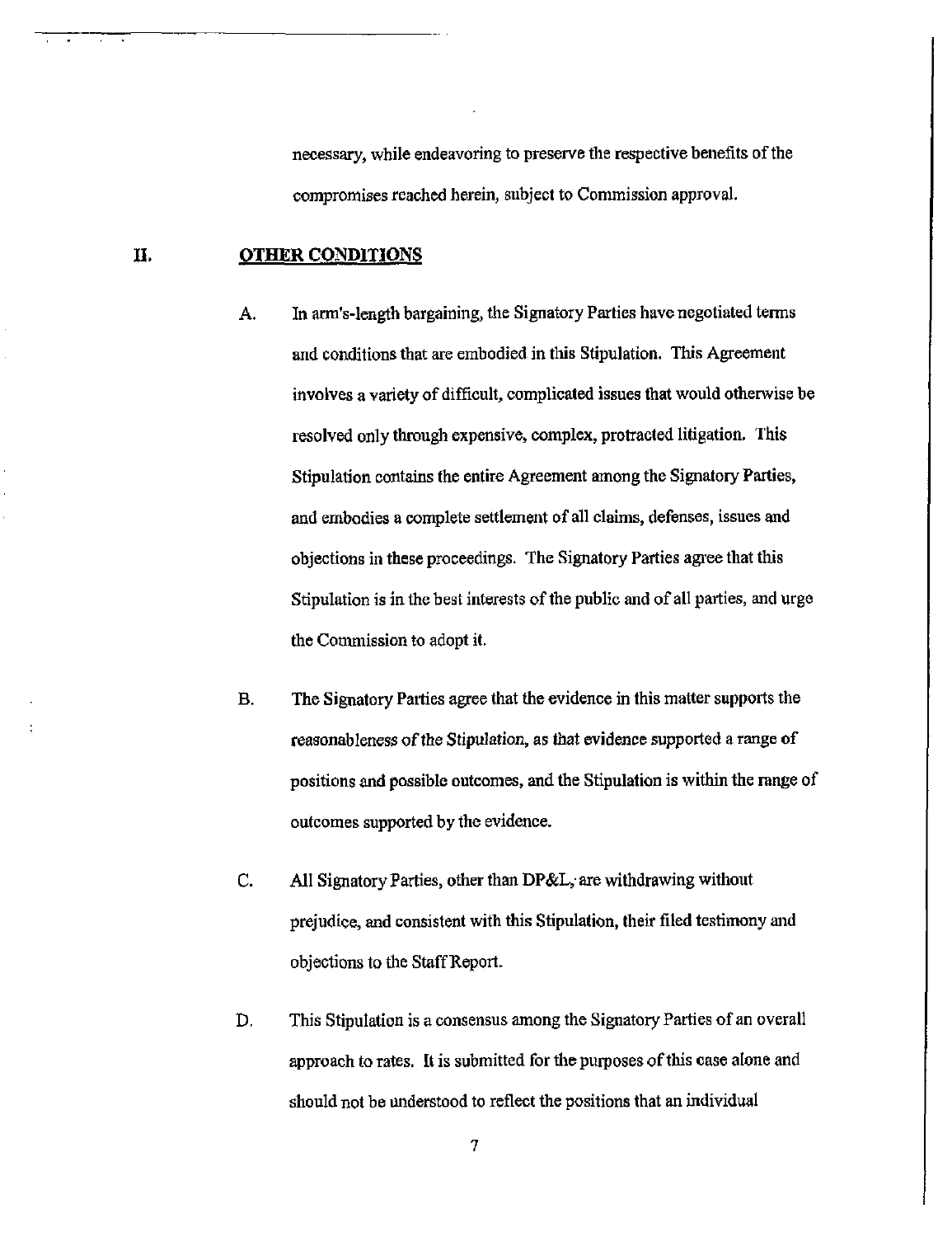necessary, while endeavoring to preserve the respective benefits of the compromises reached herein, subject to Commission approval.

## II. OTHER CONDITIONS

A. In arm's-length bargaining, the Signatory Parties have negotiated terms and conditions that are embodied in this Stipulation. This Agreement involves a variety of difficult, complicated issues that would otherwise be resolved only through expensive, complex, protracted litigation. This Stipulation contains the entire Agreement among the Signatory Parties, and embodies a complete settlement of all claims, defenses, issues and objections in these proceedings. The Signatory Parties agree that this Stipulation is in the best interests of the public and of all parties, and urge the Commission to adopt it.

B. The Signatory Parties agree that the evidence in this matter supports the reasonableness of the Stipulation, as that evidence supported a range of positions and possible outcomes, and the Stipulation is within the range of outcomes supported by the evidence.

C. All Signatory Parties, other than DP&L, are withdrawing without prejudice, and consistent with this Stipulation, their filed testimony and objections to the Staff Report.

D. This Stipulation is a consensus among the Signatory Parties of an overall approach to rates. It is submitted for the purposes of this case alone and should not be understood to reflect the positions that an individual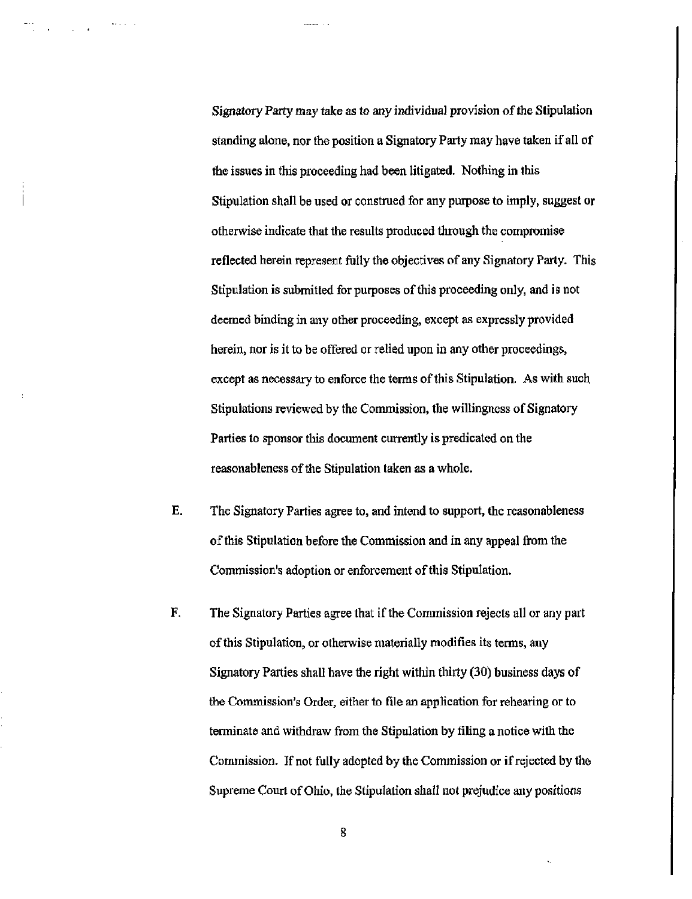Signatory Party may take as to any individual provision of the Stipulation standing alone, nor the position a Signatory Party may have taken if all of the issues in this proceeding had been litigated. Nothing in this Stipulation shall be used or construed for any purpose to imply, suggest or otherwise indicate that the results produced through the compromise reflected herein represent fully the objectives of any Signatory Party. This Stipulation is submitted for purposes of this proceeding only, and is not deemed binding in any other proceeding, except as expressly provided herein, nor is it to be offered or relied upon in any other proceedings, except as necessary to enforce the terms of this Stipulation. As with such Stipulations reviewed by the Commission, the willingness of Signatory Parties to sponsor this document currently is predicated on the reasonableness of the Stipulation taken as a whole.

E. The Signatory Parties agree to, and intend to support, the reasonableness of this Stipulation before the Commission and in any appeal from the Commission's adoption or enforcement of this Stipulation.

F. The Signatory Parties agree that if the Commission rejects all or any part of this Stipulation, or otherwise materially modifies its terms, any Signatory Parties shall have the right within thirty (30) business days of the Commission's Order, either to file an application for rehearing or to terminate and withdraw from the Stipulation by filing a notice with the Commission. If not fully adopted by the Commission or if rejected by the Supreme Court of Ohio, the Stipulation shall not prejudice any positions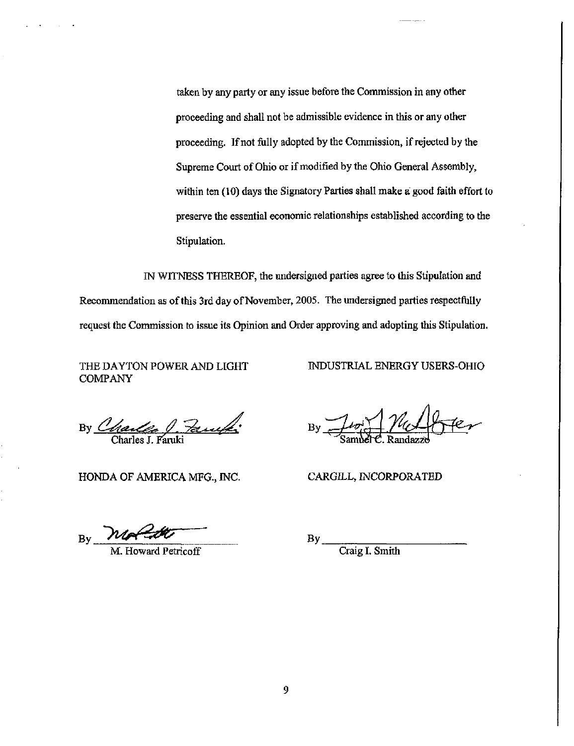taken by any party or any issue before the Commission in any other proceeding and shall not be admissible evidence in this or any other proceeding. If not fully adopted by the Commission, if rejected by the Supreme Court of Ohio or if modified by the Ohio General Assembly, within ten (10) days the Signatory Parties shall make a good faith effort to preserve the essential economic relationships established according to the Stipulation.

IN WITNESS THEREOF, the undersigned parties agree to this Stipulation and Recommendation as of this 3rd day of November, 2005. The undersigned parties respectfully request the Commission to issue its Opinion and Order approving and adopting this Stipulation.

THE DAYTON POWER AND LIGHT COMPANY

By ______________________
Charles J. Faruki

INDUSTRIAL ENERGY USERS-OHIO

By ______________________
Samuel C. Randazzo

HONDA OF AMERICA MFG., INC.

By ______________________
M. Howard Petricoff

CARGILL, INCORPORATED

By ______________________
Craig I. Smith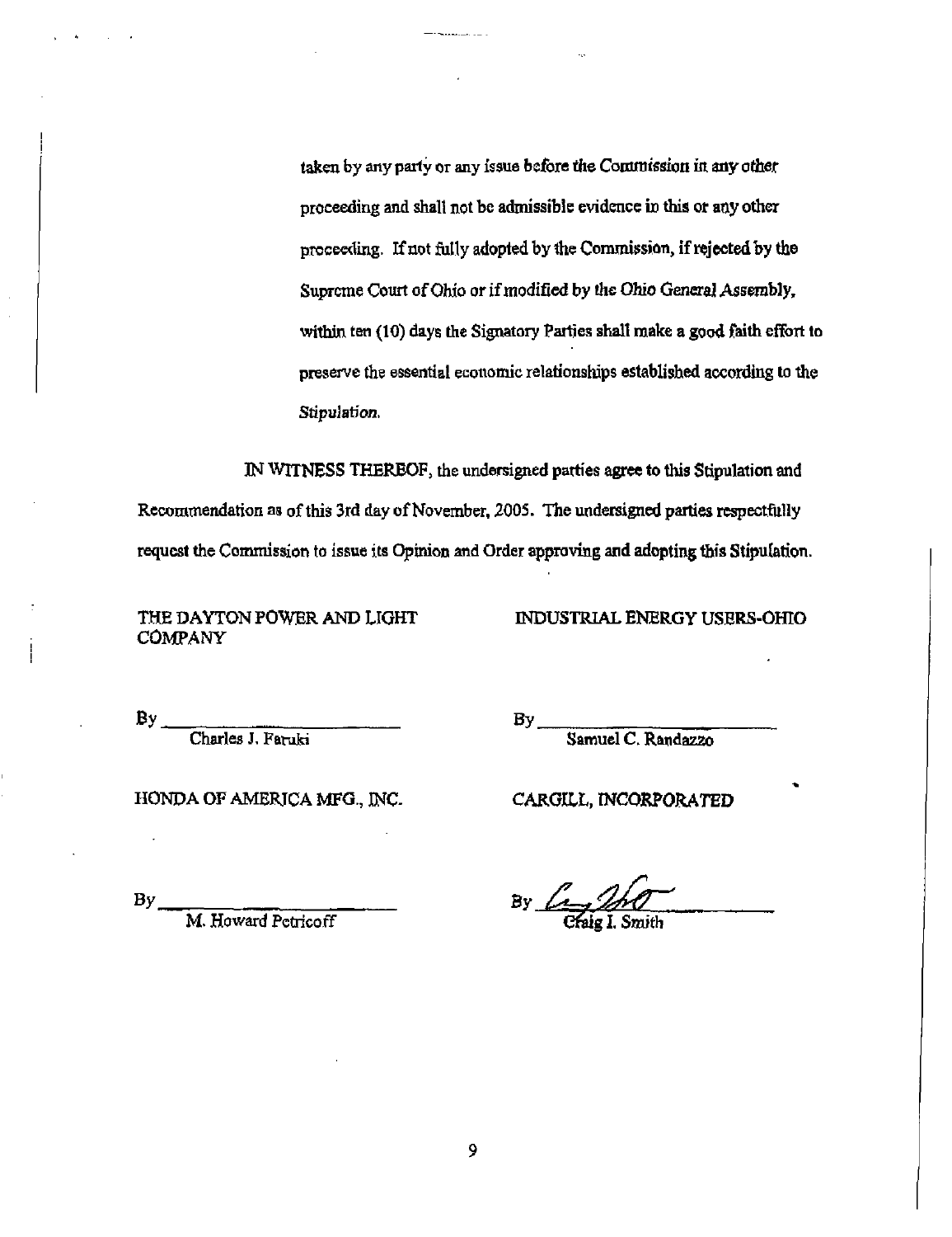taken by any party or any issue before the Commission in any other proceeding and shall not be admissible evidence in this or any other proceeding. If not fully adopted by the Commission, if rejected by the Supreme Court of Ohio or if modified by the Ohio General Assembly, within ten (10) days the Signatory Parties shall make a good faith effort to preserve the essential economic relationships established according to the *Stipulation*.

IN WITNESS THEREOF, the undersigned parties agree to this Stipulation and Recommendation as of this 3rd day of November, 2005. The undersigned parties respectfully request the Commission to issue its Opinion and Order approving and adopting this Stipulation.

THE DAYTON POWER AND LIGHT COMPANY

By ______________________
Charles J. Faruki

INDUSTRIAL ENERGY USERS-OHIO

By ______________________
Samuel C. Randazzo

HONDA OF AMERICA MFG., INC.

By ______________________
M. Howard Petricoff

CARGILL, INCORPORATED

By ______________________
Craig I. Smith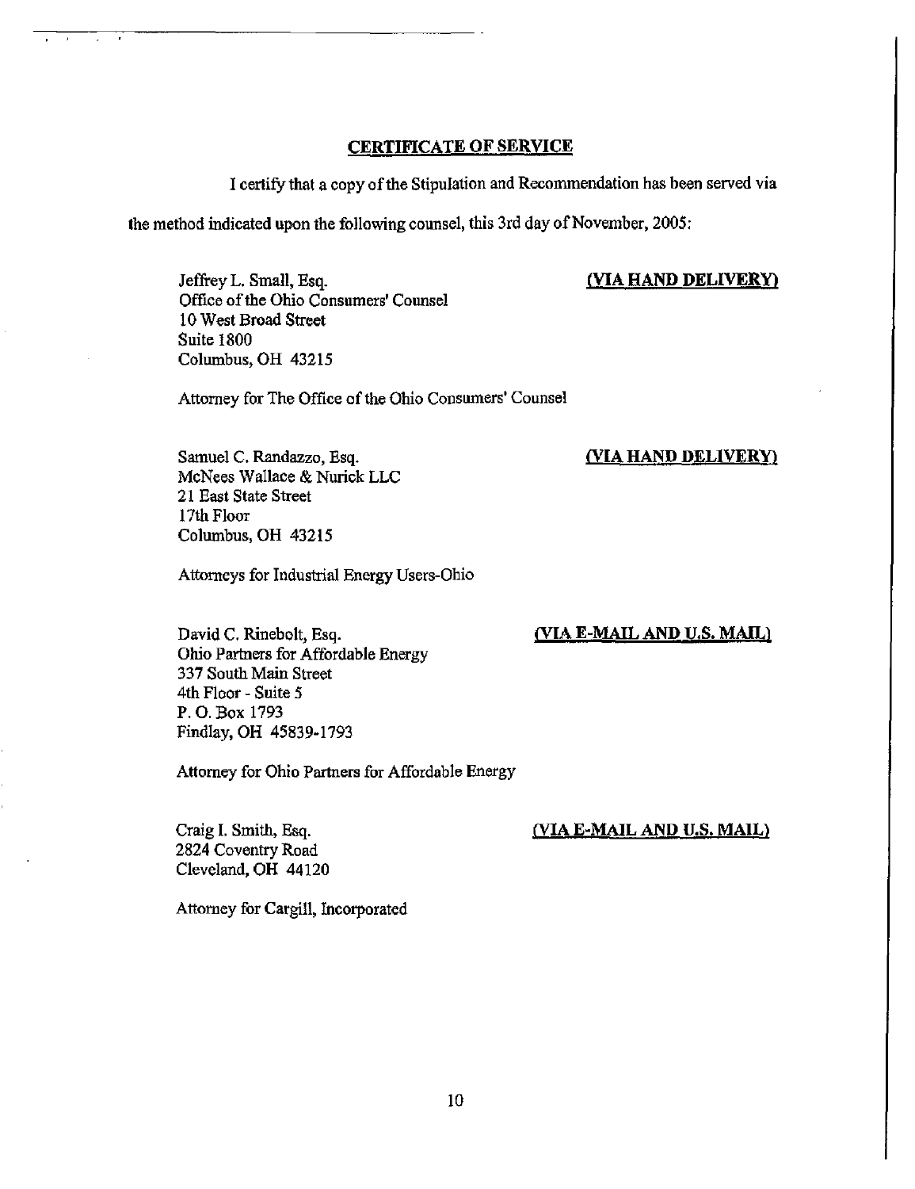**CERTIFICATE OF SERVICE**

I certify that a copy of the Stipulation and Recommendation has been served via the method indicated upon the following counsel, this 3rd day of November, 2005:

Jeffrey L. Small, Esq.
Office of the Ohio Consumers' Counsel
10 West Broad Street
Suite 1800
Columbus, OH 43215

**(VIA HAND DELIVERY)**

Attorney for The Office of the Ohio Consumers' Counsel

Samuel C. Randazzo, Esq.
McNees Wallace & Nurick LLC
21 East State Street
17th Floor
Columbus, OH 43215

**(VIA HAND DELIVERY)**

Attorneys for Industrial Energy Users-Ohio

David C. Rinebolt, Esq.
Ohio Partners for Affordable Energy
337 South Main Street
4th Floor - Suite 5
P. O. Box 1793
Findlay, OH 45839-1793

**(VIA E-MAIL AND U.S. MAIL)**

Attorney for Ohio Partners for Affordable Energy

Craig I. Smith, Esq.
2824 Coventry Road
Cleveland, OH 44120

**(VIA E-MAIL AND U.S. MAIL)**

Attorney for Cargill, Incorporated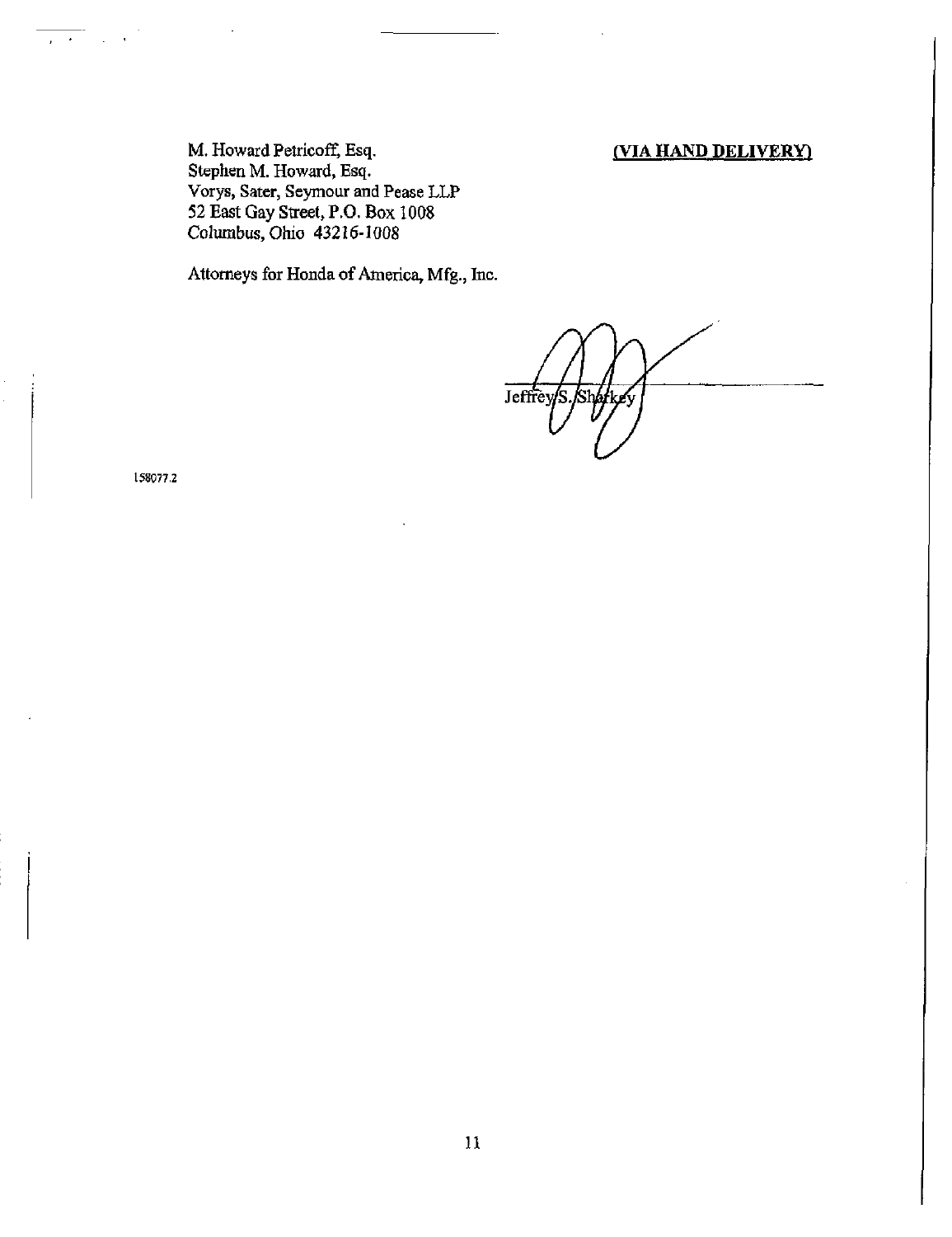M. Howard Petricoff, Esq.
Stephen M. Howard, Esq.
Vorys, Sater, Seymour and Pease LLP
52 East Gay Street, P.O. Box 1008
Columbus, Ohio 43216-1008

**(VIA HAND DELIVERY)**

Attorneys for Honda of America, Mfg., Inc.

Jeffrey S. Sharkey

158077.2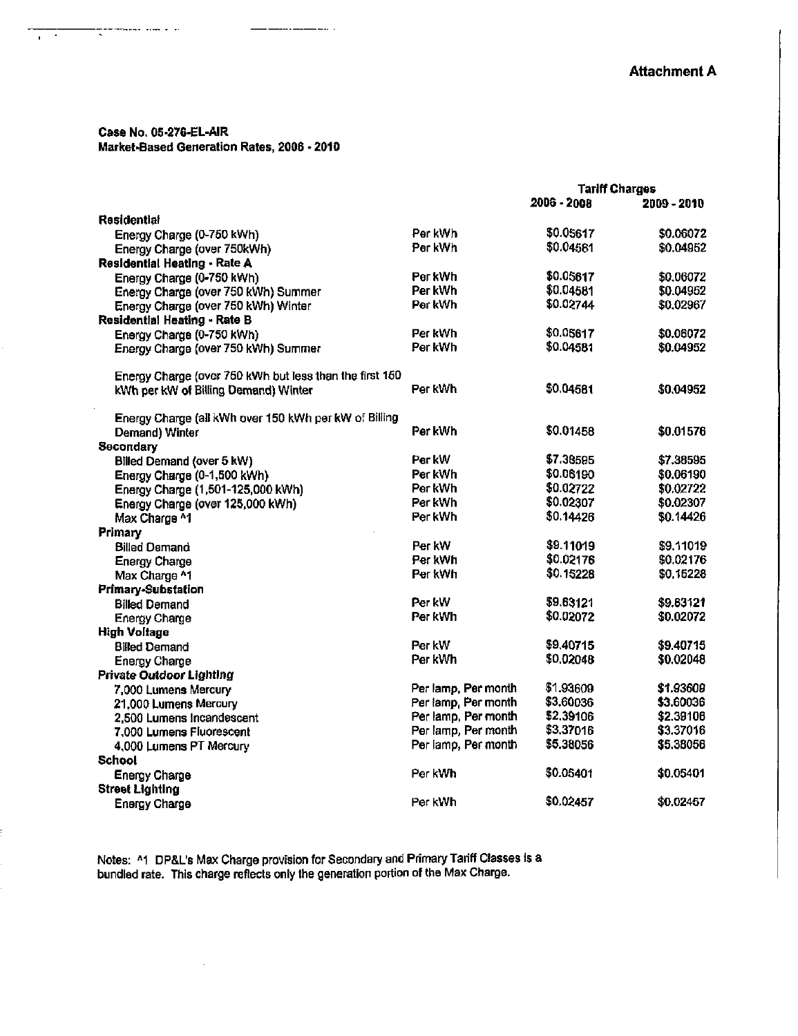**Attachment A**

**Case No. 05-276-EL-AIR**
**Market-Based Generation Rates, 2006 - 2010**

| | | Tariff Charges | |
|---|---|---|---|
| | | 2006 - 2008 | 2009 - 2010 |
| **Residential** | | | |
| Energy Charge (0-750 kWh) | Per kWh | $0.05617 | $0.06072 |
| Energy Charge (over 750kWh) | Per kWh | $0.04581 | $0.04952 |
| **Residential Heating - Rate A** | | | |
| Energy Charge (0-750 kWh) | Per kWh | $0.05617 | $0.06072 |
| Energy Charge (over 750 kWh) Summer | Per kWh | $0.04581 | $0.04952 |
| Energy Charge (over 750 kWh) Winter | Per kWh | $0.02744 | $0.02967 |
| **Residential Heating - Rate B** | | | |
| Energy Charge (0-750 kWh) | Per kWh | $0.05617 | $0.06072 |
| Energy Charge (over 750 kWh) Summer | Per kWh | $0.04581 | $0.04952 |
| Energy Charge (over 750 kWh but less than the first 150 kWh per kW of Billing Demand) Winter | Per kWh | $0.04581 | $0.04952 |
| Energy Charge (all kWh over 150 kWh per kW of Billing Demand) Winter | Per kWh | $0.01458 | $0.01576 |
| **Secondary** | | | |
| Billed Demand (over 5 kW) | Per kW | $7.38595 | $7.38595 |
| Energy Charge (0-1,500 kWh) | Per kWh | $0.06190 | $0.06190 |
| Energy Charge (1,501-125,000 kWh) | Per kWh | $0.02722 | $0.02722 |
| Energy Charge (over 125,000 kWh) | Per kWh | $0.02307 | $0.02307 |
| Max Charge ^1 | Per kWh | $0.14426 | $0.14426 |
| **Primary** | | | |
| Billed Demand | Per kW | $9.11019 | $9.11019 |
| Energy Charge | Per kWh | $0.02176 | $0.02176 |
| Max Charge ^1 | Per kWh | $0.15228 | $0.15228 |
| **Primary-Substation** | | | |
| Billed Demand | Per kW | $9.63121 | $9.63121 |
| Energy Charge | Per kWh | $0.02072 | $0.02072 |
| **High Voltage** | | | |
| Billed Demand | Per kW | $9.40715 | $9.40715 |
| Energy Charge | Per kWh | $0.02048 | $0.02048 |
| **Private Outdoor Lighting** | | | |
| 7,000 Lumens Mercury | Per lamp, Per month | $1.93609 | $1.93609 |
| 21,000 Lumens Mercury | Per lamp, Per month | $3.60036 | $3.60036 |
| 2,500 Lumens Incandescent | Per lamp, Per month | $2.39106 | $2.39106 |
| 7,000 Lumens Fluorescent | Per lamp, Per month | $3.37016 | $3.37016 |
| 4,000 Lumens PT Mercury | Per lamp, Per month | $5.38056 | $5.38056 |
| **School** | | | |
| Energy Charge | Per kWh | $0.05401 | $0.05401 |
| **Street Lighting** | | | |
| Energy Charge | Per kWh | $0.02457 | $0.02457 |

Notes: ^1 DP&L's Max Charge provision for Secondary and Primary Tariff Classes is a bundled rate. This charge reflects only the generation portion of the Max Charge.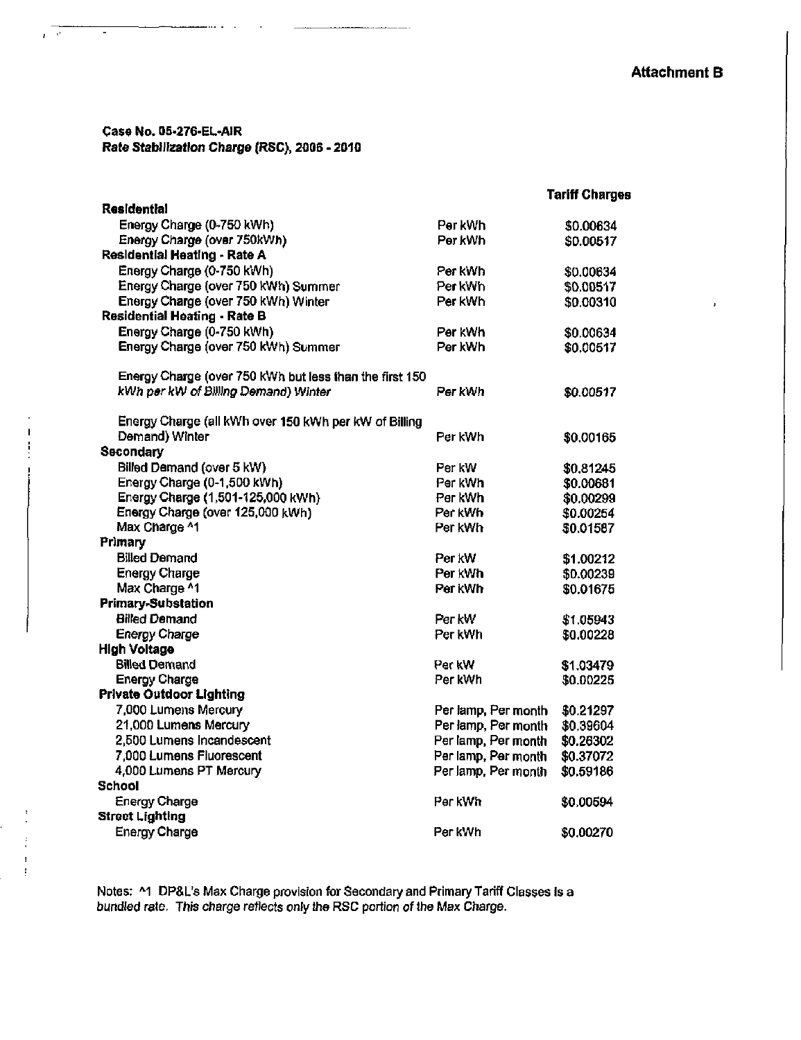**Attachment B**

**Case No. 05-276-EL-AIR**
**Rate Stabilization Charge (RSC), 2006 - 2010**

| | | Tariff Charges |
|---|---|---|
| **Residential** | | |
| Energy Charge (0-750 kWh) | Per kWh | \$0.00634 |
| Energy Charge (over 750kWh) | Per kWh | \$0.00517 |
| **Residential Heating - Rate A** | | |
| Energy Charge (0-750 kWh) | Per kWh | \$0.00634 |
| Energy Charge (over 750 kWh) Summer | Per kWh | \$0.00517 |
| Energy Charge (over 750 kWh) Winter | Per kWh | \$0.00310 |
| **Residential Heating - Rate B** | | |
| Energy Charge (0-750 kWh) | Per kWh | \$0.00634 |
| Energy Charge (over 750 kWh) Summer | Per kWh | \$0.00517 |
| Energy Charge (over 750 kWh but less than the first 150 *kWh per kW of Billing Demand) Winter* | Per kWh | \$0.00517 |
| Energy Charge (all kWh over 150 kWh per kW of Billing Demand) Winter | Per kWh | \$0.00165 |
| **Secondary** | | |
| Billed Demand (over 5 kW) | Per kW | \$0.81245 |
| Energy Charge (0-1,500 kWh) | Per kWh | \$0.00681 |
| Energy Charge (1,501-125,000 kWh) | Per kWh | \$0.00299 |
| Energy Charge (over 125,000 kWh) | Per kWh | \$0.00254 |
| Max Charge ^1 | Per kWh | \$0.01587 |
| **Primary** | | |
| Billed Demand | Per kW | \$1.00212 |
| Energy Charge | Per kWh | \$0.00239 |
| Max Charge ^1 | Per kWh | \$0.01675 |
| **Primary-Substation** | | |
| Billed Demand | Per kW | \$1.05943 |
| Energy Charge | Per kWh | \$0.00228 |
| **High Voltage** | | |
| Billed Demand | Per kW | \$1.03479 |
| Energy Charge | Per kWh | \$0.00225 |
| **Private Outdoor Lighting** | | |
| 7,000 Lumens Mercury | Per lamp, Per month | \$0.21297 |
| 21,000 Lumens Mercury | Per lamp, Per month | \$0.39604 |
| 2,500 Lumens Incandescent | Per lamp, Per month | \$0.26302 |
| 7,000 Lumens Fluorescent | Per lamp, Per month | \$0.37072 |
| 4,000 Lumens PT Mercury | Per lamp, Per month | \$0.59186 |
| **School** | | |
| Energy Charge | Per kWh | \$0.00594 |
| **Street Lighting** | | |
| Energy Charge | Per kWh | \$0.00270 |

Notes: ^1 DP&L's Max Charge provision for Secondary and Primary Tariff Classes is a *bundled rate. This charge reflects only the RSC portion of the Max Charge.*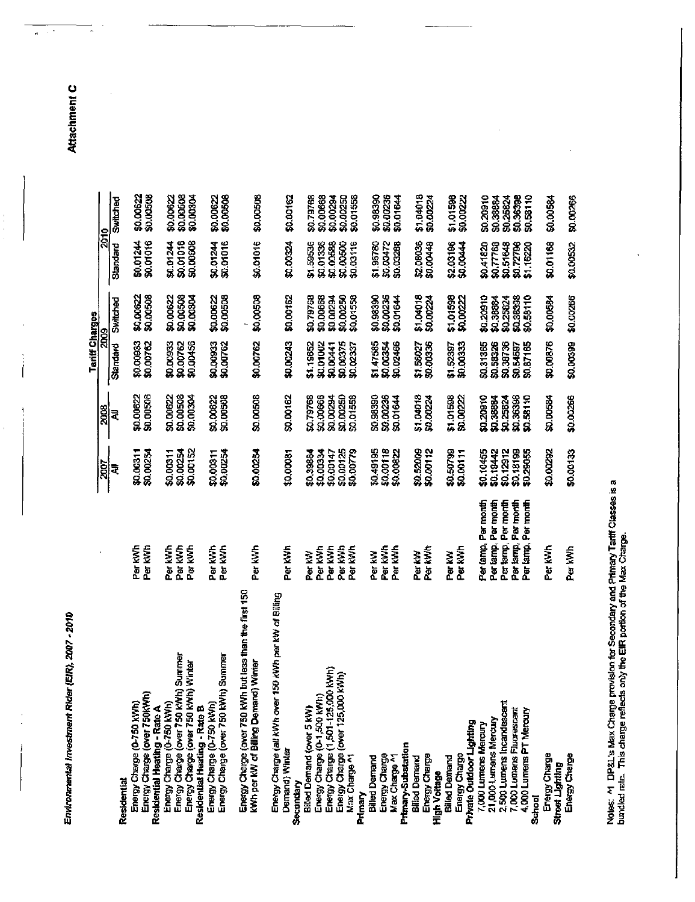**Attachment C**

*Environmental Investment Rider (EIR), 2007 - 2010*

| | | Tariff Charges | | | | | |
|---|---|---|---|---|---|---|---|
| | | 2007 | 2008 | 2009 | | 2010 | |
| | | All | All | Standard | Switched | Standard | Switched |
| **Residential** | | | | | | | |
| Energy Charge (0-750 kWh) | Per kWh | $0.00311 | $0.00622 | $0.00933 | $0.00622 | $0.01244 | $0.00622 |
| Energy Charge (over 750kWh) | Per kWh | $0.00254 | $0.00508 | $0.00762 | $0.00508 | $0.01016 | $0.00508 |
| **Residential Heating - Rate A** | | | | | | | |
| Energy Charge (0-750 kWh) | Per kWh | $0.00311 | $0.00622 | $0.00933 | $0.00622 | $0.01244 | $0.00622 |
| Energy Charge (over 750 kWh) Summer | Per kWh | $0.00254 | $0.00508 | $0.00762 | $0.00508 | $0.01016 | $0.00508 |
| Energy Charge (over 750 kWh) Winter | Per kWh | $0.00152 | $0.00304 | $0.00456 | $0.00304 | $0.00608 | $0.00304 |
| **Residential Heating - Rate B** | | | | | | | |
| Energy Charge (0-750 kWh) | Per kWh | $0.00311 | $0.00622 | $0.00933 | $0.00622 | $0.01244 | $0.00622 |
| Energy Charge (over 750 kWh) Summer | Per kWh | $0.00254 | $0.00508 | $0.00762 | $0.00508 | $0.01016 | $0.00508 |
| Energy Charge (over 750 kWh but less than the first 150 kWh per kW of Billing Demand) Winter | Per kWh | $0.00254 | $0.00508 | $0.00762 | $0.00508 | $0.01016 | $0.00508 |
| Energy Charge (all kWh over 150 kWh per kW of Billing Demand) Winter | Per kWh | $0.00081 | $0.00162 | $0.00243 | $0.00162 | $0.00324 | $0.00162 |
| **Secondary** | | | | | | | |
| Billed Demand (over 5 kW) | Per kW | $0.39884 | $0.79768 | $1.19652 | $0.79768 | $1.59536 | $0.79768 |
| Energy Charge (0-1,500 kWh) | Per kWh | $0.00334 | $0.00668 | $0.01002 | $0.00668 | $0.01336 | $0.00668 |
| Energy Charge (1,501-125,000 kWh) | Per kWh | $0.00147 | $0.00294 | $0.00441 | $0.00294 | $0.00588 | $0.00294 |
| Energy Charge (over 125,000 kWh) | Per kWh | $0.00125 | $0.00250 | $0.00375 | $0.00250 | $0.00500 | $0.00250 |
| Max Charge ^1 | Per kWh | $0.00779 | $0.01558 | $0.02337 | $0.01558 | $0.03116 | $0.01558 |
| **Primary** | | | | | | | |
| Billed Demand | Per kW | $0.49195 | $0.98390 | $1.47585 | $0.98390 | $1.96780 | $0.98390 |
| Energy Charge | Per kWh | $0.00118 | $0.00236 | $0.00354 | $0.00236 | $0.00472 | $0.00236 |
| Max Charge ^1 | Per kWh | $0.00822 | $0.01644 | $0.02466 | $0.01644 | $0.03288 | $0.01644 |
| **Primary-Substation** | | | | | | | |
| Billed Demand | Per kW | $0.52009 | $1.04018 | $1.56027 | $1.04018 | $2.08036 | $1.04018 |
| Energy Charge | Per kWh | $0.00112 | $0.00224 | $0.00336 | $0.00224 | $0.00448 | $0.00224 |
| **High Voltage** | | | | | | | |
| Billed Demand | Per kW | $0.50799 | $1.01598 | $1.52397 | $1.01598 | $2.03196 | $1.01598 |
| Energy Charge | Per kWh | $0.00111 | $0.00222 | $0.00333 | $0.00222 | $0.00444 | $0.00222 |
| **Private Outdoor Lighting** | | | | | | | |
| 7,000 Lumens Mercury | Per lamp, Per month | $0.10455 | $0.20910 | $0.31365 | $0.20910 | $0.41820 | $0.20910 |
| 21,000 Lumens Mercury | Per lamp, Per month | $0.19442 | $0.38884 | $0.58326 | $0.38884 | $0.77768 | $0.38884 |
| 2,500 Lumens Incandescent | Per lamp, Per month | $0.12912 | $0.25824 | $0.38736 | $0.25824 | $0.51648 | $0.25824 |
| 7,000 Lumens Fluorescent | Per lamp, Per month | $0.18199 | $0.36398 | $0.54597 | $0.36398 | $0.72796 | $0.36398 |
| 4,000 Lumens PT Mercury | Per lamp, Per month | $0.29055 | $0.58110 | $0.87165 | $0.58110 | $1.16220 | $0.58110 |
| **School** | | | | | | | |
| Energy Charge | Per kWh | $0.00292 | $0.00584 | $0.00876 | $0.00584 | $0.01168 | $0.00584 |
| **Street Lighting** | | | | | | | |
| Energy Charge | Per kWh | $0.00133 | $0.00266 | $0.00399 | $0.00266 | $0.00532 | $0.00266 |

Notes: ^1 DP&L's Max Charge provision for Secondary and Primary Tariff Classes is a bundled rate. This charge reflects only the EIR portion of the Max Charge.